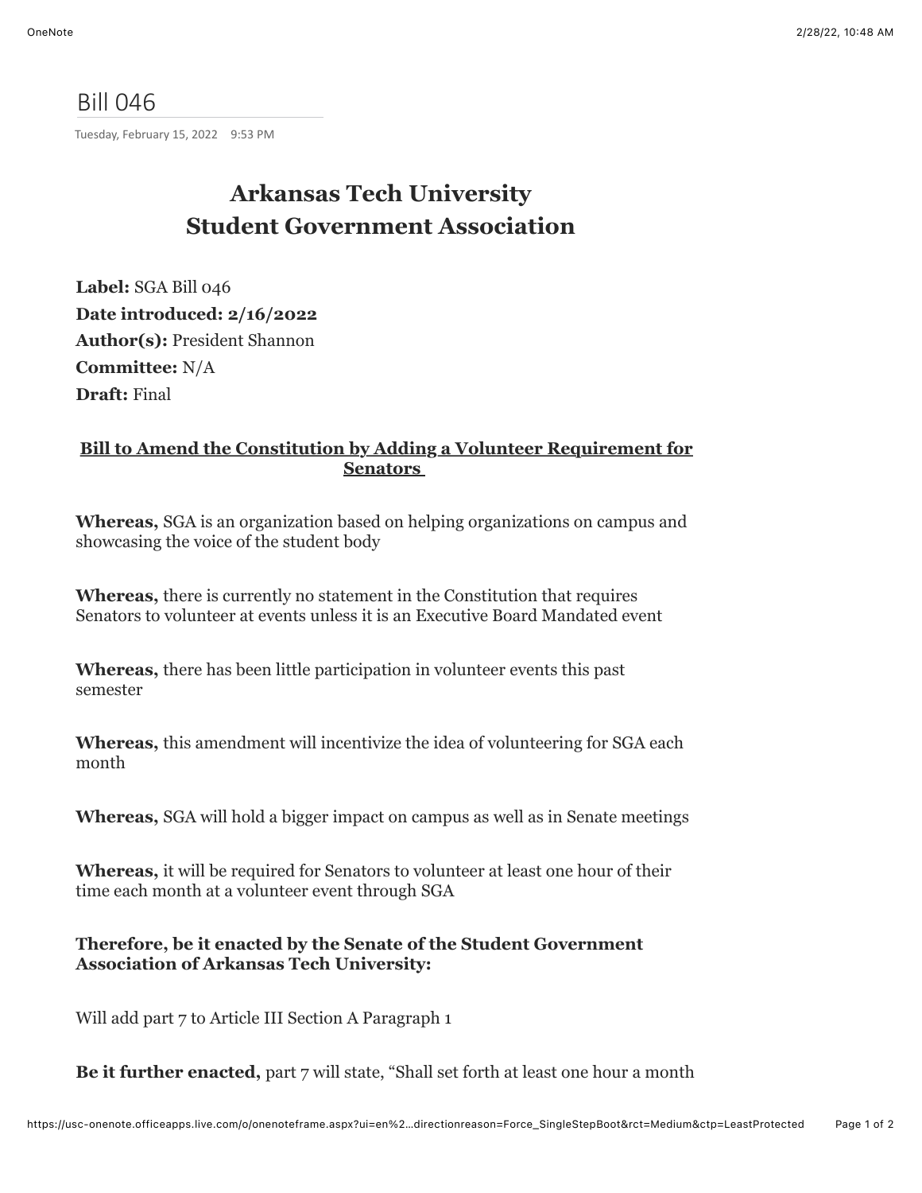# Bill 046

Tuesday, February 15, 2022 9:53 PM

## Arkansas Tech University
## Student Government Association

**Label:** SGA Bill 046
**Date introduced: 2/16/2022**
**Author(s):** President Shannon
**Committee:** N/A
**Draft:** Final

### Bill to Amend the Constitution by Adding a Volunteer Requirement for Senators

**Whereas,** SGA is an organization based on helping organizations on campus and showcasing the voice of the student body

**Whereas,** there is currently no statement in the Constitution that requires Senators to volunteer at events unless it is an Executive Board Mandated event

**Whereas,** there has been little participation in volunteer events this past semester

**Whereas,** this amendment will incentivize the idea of volunteering for SGA each month

**Whereas,** SGA will hold a bigger impact on campus as well as in Senate meetings

**Whereas,** it will be required for Senators to volunteer at least one hour of their time each month at a volunteer event through SGA

**Therefore, be it enacted by the Senate of the Student Government Association of Arkansas Tech University:**

Will add part 7 to Article III Section A Paragraph 1

**Be it further enacted,** part 7 will state, "Shall set forth at least one hour a month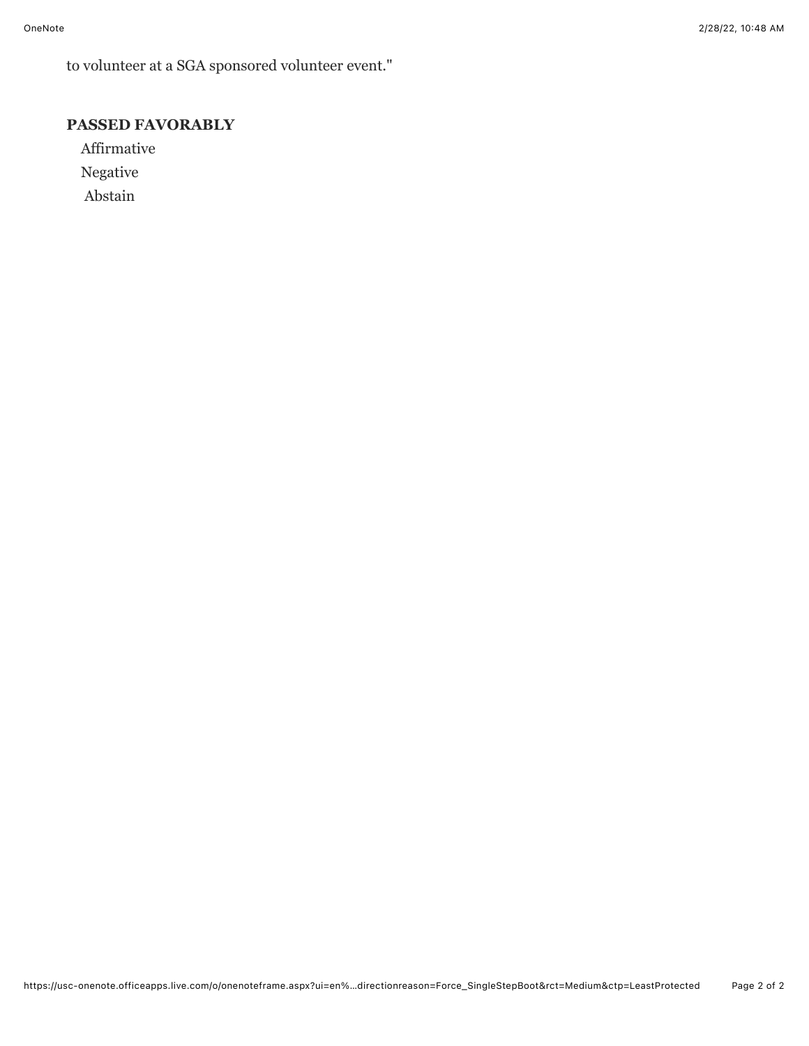to volunteer at a SGA sponsored volunteer event."

**PASSED FAVORABLY**

Affirmative
Negative
Abstain